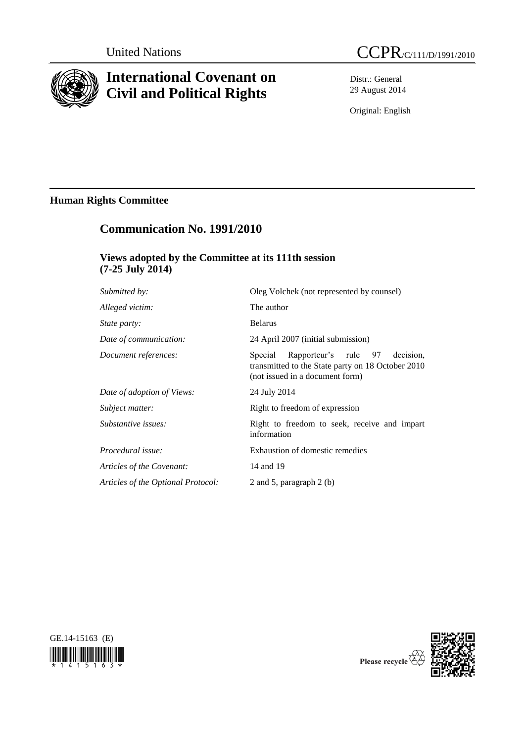United Nations CCPR/C/111/D/1991/2010

# International Covenant on Civil and Political Rights

Distr.: General
29 August 2014

Original: English

## Human Rights Committee

## Communication No. 1991/2010

### Views adopted by the Committee at its 111th session (7-25 July 2014)

| | |
|---|---|
| *Submitted by:* | Oleg Volchek (not represented by counsel) |
| *Alleged victim:* | The author |
| *State party:* | Belarus |
| *Date of communication:* | 24 April 2007 (initial submission) |
| *Document references:* | Special Rapporteur's rule 97 decision, transmitted to the State party on 18 October 2010 (not issued in a document form) |
| *Date of adoption of Views:* | 24 July 2014 |
| *Subject matter:* | Right to freedom of expression |
| *Substantive issues:* | Right to freedom to seek, receive and impart information |
| *Procedural issue:* | Exhaustion of domestic remedies |
| *Articles of the Covenant:* | 14 and 19 |
| *Articles of the Optional Protocol:* | 2 and 5, paragraph 2 (b) |

GE.14-15163 (E)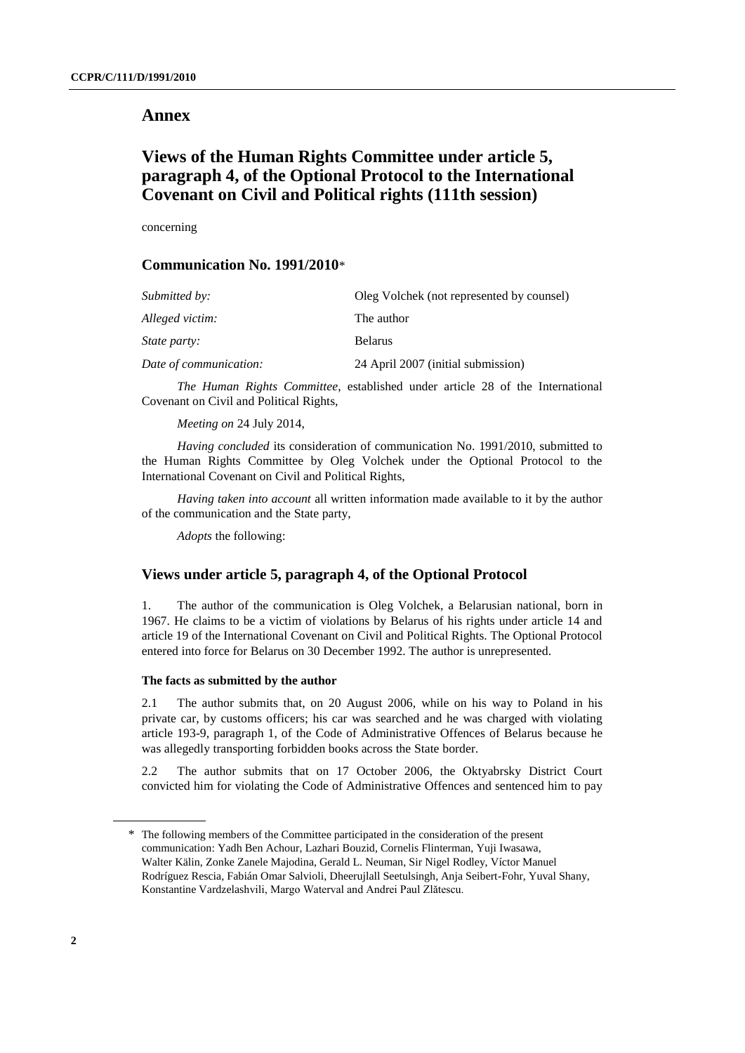# Annex

# Views of the Human Rights Committee under article 5, paragraph 4, of the Optional Protocol to the International Covenant on Civil and Political rights (111th session)

concerning

## Communication No. 1991/2010*

| | |
|---|---|
| *Submitted by:* | Oleg Volchek (not represented by counsel) |
| *Alleged victim:* | The author |
| *State party:* | Belarus |
| *Date of communication:* | 24 April 2007 (initial submission) |

*The Human Rights Committee*, established under article 28 of the International Covenant on Civil and Political Rights,

*Meeting on* 24 July 2014,

*Having concluded* its consideration of communication No. 1991/2010, submitted to the Human Rights Committee by Oleg Volchek under the Optional Protocol to the International Covenant on Civil and Political Rights,

*Having taken into account* all written information made available to it by the author of the communication and the State party,

*Adopts* the following:

## Views under article 5, paragraph 4, of the Optional Protocol

1. The author of the communication is Oleg Volchek, a Belarusian national, born in 1967. He claims to be a victim of violations by Belarus of his rights under article 14 and article 19 of the International Covenant on Civil and Political Rights. The Optional Protocol entered into force for Belarus on 30 December 1992. The author is unrepresented.

### The facts as submitted by the author

2.1 The author submits that, on 20 August 2006, while on his way to Poland in his private car, by customs officers; his car was searched and he was charged with violating article 193-9, paragraph 1, of the Code of Administrative Offences of Belarus because he was allegedly transporting forbidden books across the State border.

2.2 The author submits that on 17 October 2006, the Oktyabrsky District Court convicted him for violating the Code of Administrative Offences and sentenced him to pay

---

\* The following members of the Committee participated in the consideration of the present communication: Yadh Ben Achour, Lazhari Bouzid, Cornelis Flinterman, Yuji Iwasawa, Walter Kälin, Zonke Zanele Majodina, Gerald L. Neuman, Sir Nigel Rodley, Víctor Manuel Rodríguez Rescia, Fabián Omar Salvioli, Dheerujlall Seetulsingh, Anja Seibert-Fohr, Yuval Shany, Konstantine Vardzelashvili, Margo Waterval and Andrei Paul Zlătescu.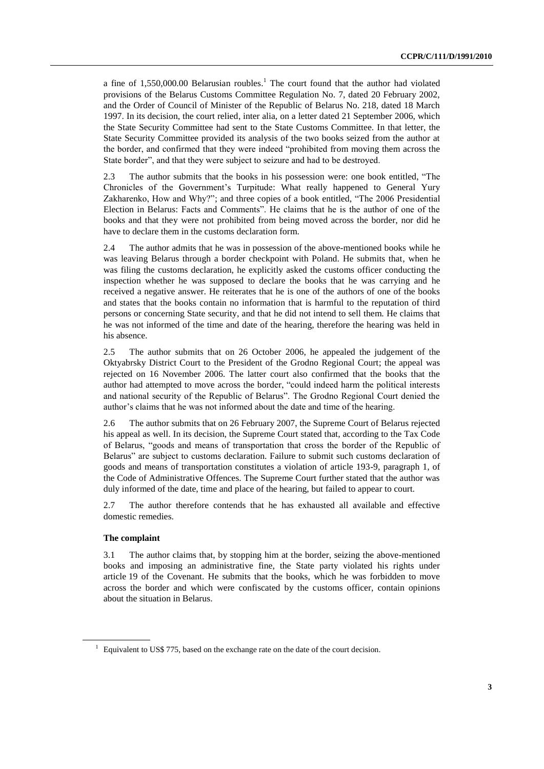a fine of 1,550,000.00 Belarusian roubles.[1] The court found that the author had violated provisions of the Belarus Customs Committee Regulation No. 7, dated 20 February 2002, and the Order of Council of Minister of the Republic of Belarus No. 218, dated 18 March 1997. In its decision, the court relied, inter alia, on a letter dated 21 September 2006, which the State Security Committee had sent to the State Customs Committee. In that letter, the State Security Committee provided its analysis of the two books seized from the author at the border, and confirmed that they were indeed "prohibited from moving them across the State border", and that they were subject to seizure and had to be destroyed.

2.3 The author submits that the books in his possession were: one book entitled, "The Chronicles of the Government's Turpitude: What really happened to General Yury Zakharenko, How and Why?"; and three copies of a book entitled, "The 2006 Presidential Election in Belarus: Facts and Comments". He claims that he is the author of one of the books and that they were not prohibited from being moved across the border, nor did he have to declare them in the customs declaration form.

2.4 The author admits that he was in possession of the above-mentioned books while he was leaving Belarus through a border checkpoint with Poland. He submits that, when he was filing the customs declaration, he explicitly asked the customs officer conducting the inspection whether he was supposed to declare the books that he was carrying and he received a negative answer. He reiterates that he is one of the authors of one of the books and states that the books contain no information that is harmful to the reputation of third persons or concerning State security, and that he did not intend to sell them. He claims that he was not informed of the time and date of the hearing, therefore the hearing was held in his absence.

2.5 The author submits that on 26 October 2006, he appealed the judgement of the Oktyabrsky District Court to the President of the Grodno Regional Court; the appeal was rejected on 16 November 2006. The latter court also confirmed that the books that the author had attempted to move across the border, "could indeed harm the political interests and national security of the Republic of Belarus". The Grodno Regional Court denied the author's claims that he was not informed about the date and time of the hearing.

2.6 The author submits that on 26 February 2007, the Supreme Court of Belarus rejected his appeal as well. In its decision, the Supreme Court stated that, according to the Tax Code of Belarus, "goods and means of transportation that cross the border of the Republic of Belarus" are subject to customs declaration. Failure to submit such customs declaration of goods and means of transportation constitutes a violation of article 193-9, paragraph 1, of the Code of Administrative Offences. The Supreme Court further stated that the author was duly informed of the date, time and place of the hearing, but failed to appear to court.

2.7 The author therefore contends that he has exhausted all available and effective domestic remedies.

### The complaint

3.1 The author claims that, by stopping him at the border, seizing the above-mentioned books and imposing an administrative fine, the State party violated his rights under article 19 of the Covenant. He submits that the books, which he was forbidden to move across the border and which were confiscated by the customs officer, contain opinions about the situation in Belarus.

[1] Equivalent to US$ 775, based on the exchange rate on the date of the court decision.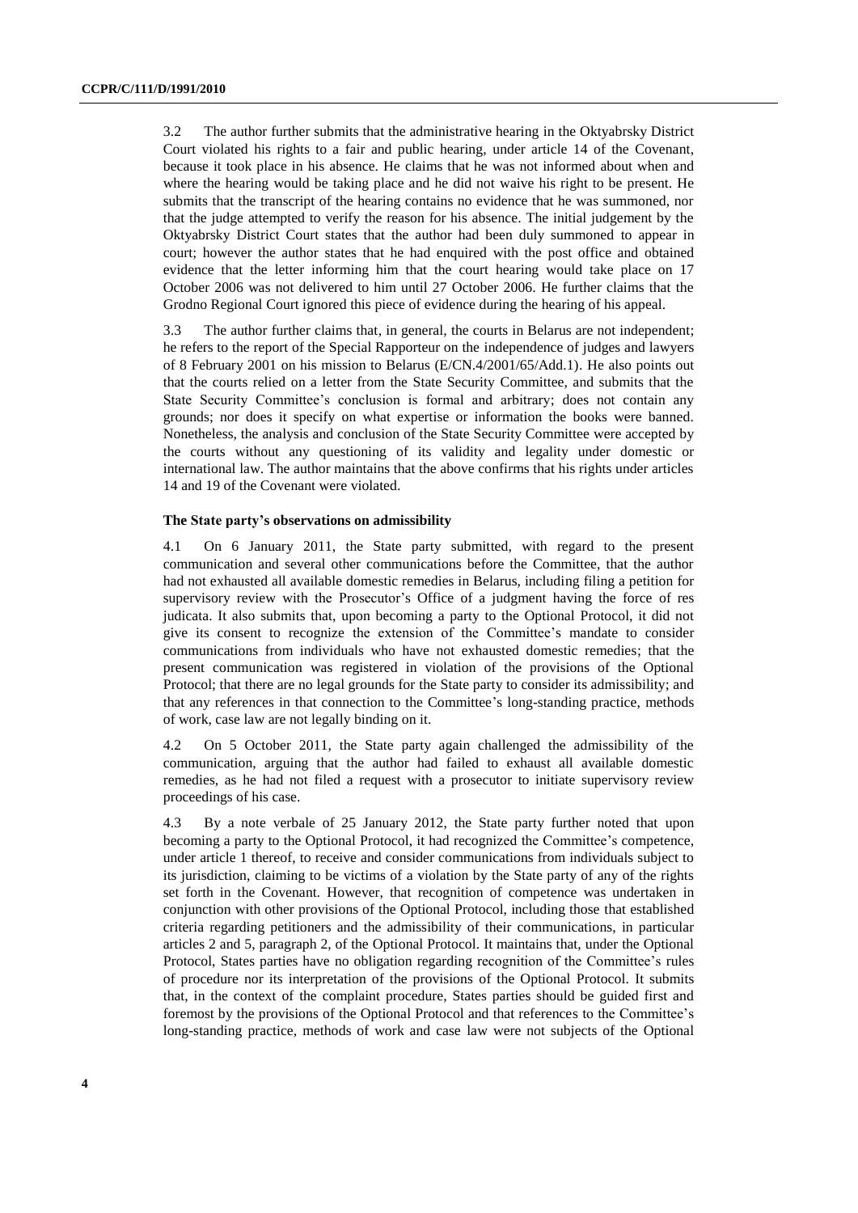3.2 The author further submits that the administrative hearing in the Oktyabrsky District Court violated his rights to a fair and public hearing, under article 14 of the Covenant, because it took place in his absence. He claims that he was not informed about when and where the hearing would be taking place and he did not waive his right to be present. He submits that the transcript of the hearing contains no evidence that he was summoned, nor that the judge attempted to verify the reason for his absence. The initial judgement by the Oktyabrsky District Court states that the author had been duly summoned to appear in court; however the author states that he had enquired with the post office and obtained evidence that the letter informing him that the court hearing would take place on 17 October 2006 was not delivered to him until 27 October 2006. He further claims that the Grodno Regional Court ignored this piece of evidence during the hearing of his appeal.

3.3 The author further claims that, in general, the courts in Belarus are not independent; he refers to the report of the Special Rapporteur on the independence of judges and lawyers of 8 February 2001 on his mission to Belarus (E/CN.4/2001/65/Add.1). He also points out that the courts relied on a letter from the State Security Committee, and submits that the State Security Committee's conclusion is formal and arbitrary; does not contain any grounds; nor does it specify on what expertise or information the books were banned. Nonetheless, the analysis and conclusion of the State Security Committee were accepted by the courts without any questioning of its validity and legality under domestic or international law. The author maintains that the above confirms that his rights under articles 14 and 19 of the Covenant were violated.

### The State party's observations on admissibility

4.1 On 6 January 2011, the State party submitted, with regard to the present communication and several other communications before the Committee, that the author had not exhausted all available domestic remedies in Belarus, including filing a petition for supervisory review with the Prosecutor's Office of a judgment having the force of res judicata. It also submits that, upon becoming a party to the Optional Protocol, it did not give its consent to recognize the extension of the Committee's mandate to consider communications from individuals who have not exhausted domestic remedies; that the present communication was registered in violation of the provisions of the Optional Protocol; that there are no legal grounds for the State party to consider its admissibility; and that any references in that connection to the Committee's long-standing practice, methods of work, case law are not legally binding on it.

4.2 On 5 October 2011, the State party again challenged the admissibility of the communication, arguing that the author had failed to exhaust all available domestic remedies, as he had not filed a request with a prosecutor to initiate supervisory review proceedings of his case.

4.3 By a note verbale of 25 January 2012, the State party further noted that upon becoming a party to the Optional Protocol, it had recognized the Committee's competence, under article 1 thereof, to receive and consider communications from individuals subject to its jurisdiction, claiming to be victims of a violation by the State party of any of the rights set forth in the Covenant. However, that recognition of competence was undertaken in conjunction with other provisions of the Optional Protocol, including those that established criteria regarding petitioners and the admissibility of their communications, in particular articles 2 and 5, paragraph 2, of the Optional Protocol. It maintains that, under the Optional Protocol, States parties have no obligation regarding recognition of the Committee's rules of procedure nor its interpretation of the provisions of the Optional Protocol. It submits that, in the context of the complaint procedure, States parties should be guided first and foremost by the provisions of the Optional Protocol and that references to the Committee's long-standing practice, methods of work and case law were not subjects of the Optional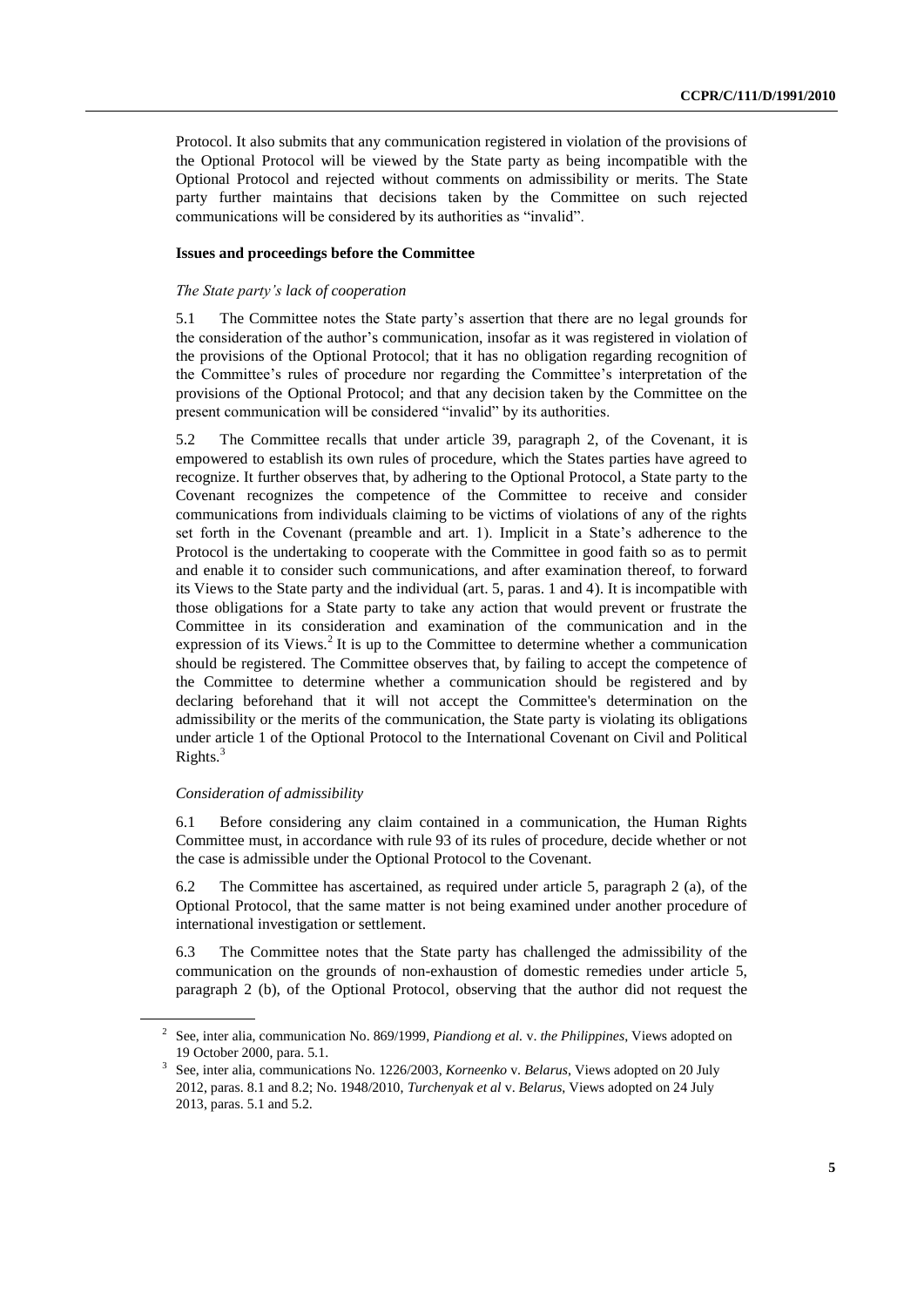Protocol. It also submits that any communication registered in violation of the provisions of the Optional Protocol will be viewed by the State party as being incompatible with the Optional Protocol and rejected without comments on admissibility or merits. The State party further maintains that decisions taken by the Committee on such rejected communications will be considered by its authorities as "invalid".

### Issues and proceedings before the Committee

*The State party's lack of cooperation*

5.1 The Committee notes the State party's assertion that there are no legal grounds for the consideration of the author's communication, insofar as it was registered in violation of the provisions of the Optional Protocol; that it has no obligation regarding recognition of the Committee's rules of procedure nor regarding the Committee's interpretation of the provisions of the Optional Protocol; and that any decision taken by the Committee on the present communication will be considered "invalid" by its authorities.

5.2 The Committee recalls that under article 39, paragraph 2, of the Covenant, it is empowered to establish its own rules of procedure, which the States parties have agreed to recognize. It further observes that, by adhering to the Optional Protocol, a State party to the Covenant recognizes the competence of the Committee to receive and consider communications from individuals claiming to be victims of violations of any of the rights set forth in the Covenant (preamble and art. 1). Implicit in a State's adherence to the Protocol is the undertaking to cooperate with the Committee in good faith so as to permit and enable it to consider such communications, and after examination thereof, to forward its Views to the State party and the individual (art. 5, paras. 1 and 4). It is incompatible with those obligations for a State party to take any action that would prevent or frustrate the Committee in its consideration and examination of the communication and in the expression of its Views.[2] It is up to the Committee to determine whether a communication should be registered. The Committee observes that, by failing to accept the competence of the Committee to determine whether a communication should be registered and by declaring beforehand that it will not accept the Committee's determination on the admissibility or the merits of the communication, the State party is violating its obligations under article 1 of the Optional Protocol to the International Covenant on Civil and Political Rights.[3]

*Consideration of admissibility*

6.1 Before considering any claim contained in a communication, the Human Rights Committee must, in accordance with rule 93 of its rules of procedure, decide whether or not the case is admissible under the Optional Protocol to the Covenant.

6.2 The Committee has ascertained, as required under article 5, paragraph 2 (a), of the Optional Protocol, that the same matter is not being examined under another procedure of international investigation or settlement.

6.3 The Committee notes that the State party has challenged the admissibility of the communication on the grounds of non-exhaustion of domestic remedies under article 5, paragraph 2 (b), of the Optional Protocol, observing that the author did not request the

---

[2] See, inter alia, communication No. 869/1999, *Piandiong et al.* v. *the Philippines*, Views adopted on 19 October 2000, para. 5.1.

[3] See, inter alia, communications No. 1226/2003, *Korneenko* v. *Belarus*, Views adopted on 20 July 2012, paras. 8.1 and 8.2; No. 1948/2010, *Turchenyak et al* v. *Belarus*, Views adopted on 24 July 2013, paras. 5.1 and 5.2.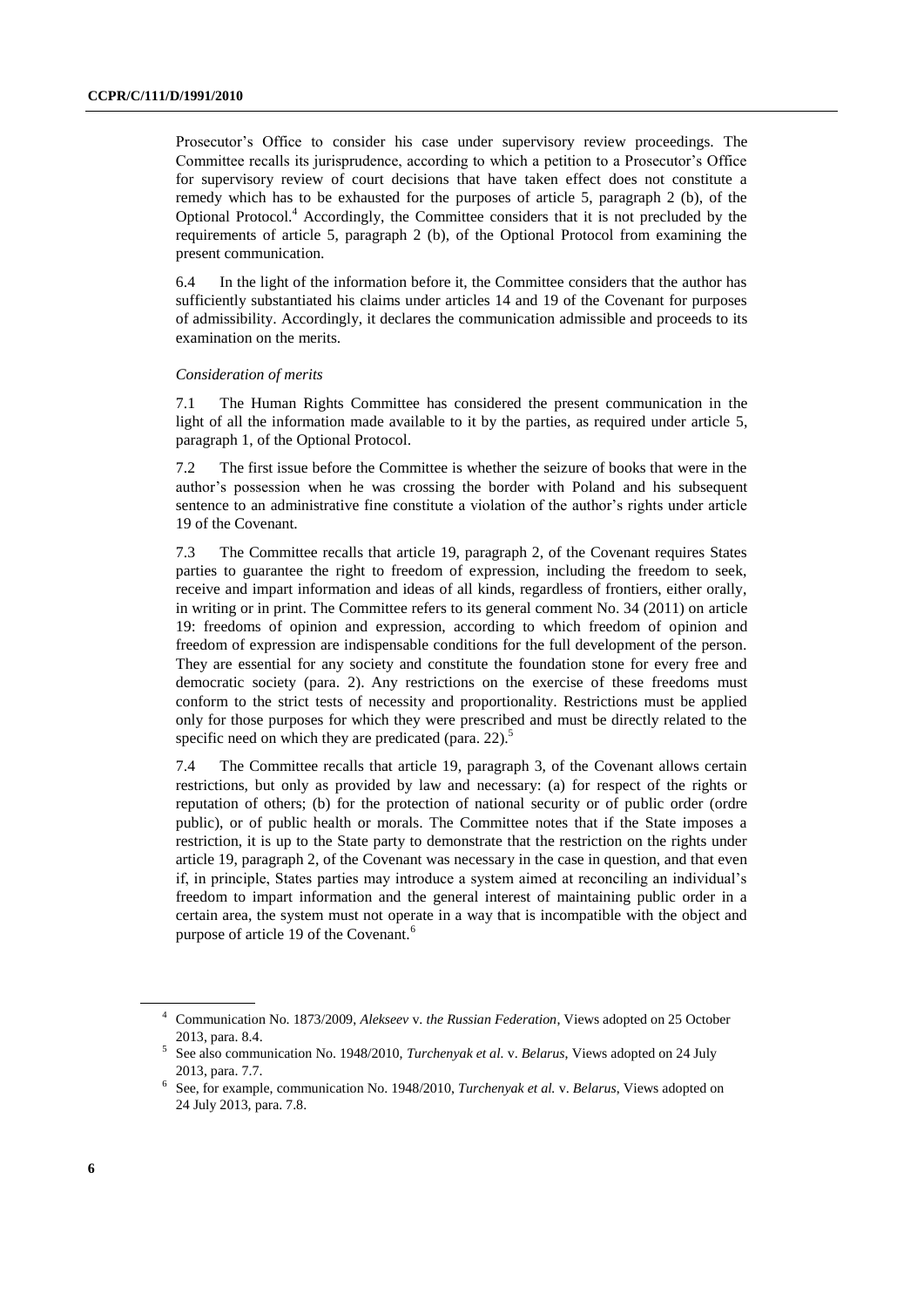Prosecutor's Office to consider his case under supervisory review proceedings. The Committee recalls its jurisprudence, according to which a petition to a Prosecutor's Office for supervisory review of court decisions that have taken effect does not constitute a remedy which has to be exhausted for the purposes of article 5, paragraph 2 (b), of the Optional Protocol.[4] Accordingly, the Committee considers that it is not precluded by the requirements of article 5, paragraph 2 (b), of the Optional Protocol from examining the present communication.

6.4 In the light of the information before it, the Committee considers that the author has sufficiently substantiated his claims under articles 14 and 19 of the Covenant for purposes of admissibility. Accordingly, it declares the communication admissible and proceeds to its examination on the merits.

*Consideration of merits*

7.1 The Human Rights Committee has considered the present communication in the light of all the information made available to it by the parties, as required under article 5, paragraph 1, of the Optional Protocol.

7.2 The first issue before the Committee is whether the seizure of books that were in the author's possession when he was crossing the border with Poland and his subsequent sentence to an administrative fine constitute a violation of the author's rights under article 19 of the Covenant.

7.3 The Committee recalls that article 19, paragraph 2, of the Covenant requires States parties to guarantee the right to freedom of expression, including the freedom to seek, receive and impart information and ideas of all kinds, regardless of frontiers, either orally, in writing or in print. The Committee refers to its general comment No. 34 (2011) on article 19: freedoms of opinion and expression, according to which freedom of opinion and freedom of expression are indispensable conditions for the full development of the person. They are essential for any society and constitute the foundation stone for every free and democratic society (para. 2). Any restrictions on the exercise of these freedoms must conform to the strict tests of necessity and proportionality. Restrictions must be applied only for those purposes for which they were prescribed and must be directly related to the specific need on which they are predicated (para. 22).[5]

7.4 The Committee recalls that article 19, paragraph 3, of the Covenant allows certain restrictions, but only as provided by law and necessary: (a) for respect of the rights or reputation of others; (b) for the protection of national security or of public order (ordre public), or of public health or morals. The Committee notes that if the State imposes a restriction, it is up to the State party to demonstrate that the restriction on the rights under article 19, paragraph 2, of the Covenant was necessary in the case in question, and that even if, in principle, States parties may introduce a system aimed at reconciling an individual's freedom to impart information and the general interest of maintaining public order in a certain area, the system must not operate in a way that is incompatible with the object and purpose of article 19 of the Covenant.[6]

---

[4] Communication No. 1873/2009, *Alekseev* v. *the Russian Federation*, Views adopted on 25 October 2013, para. 8.4.

[5] See also communication No. 1948/2010, *Turchenyak et al.* v. *Belarus*, Views adopted on 24 July 2013, para. 7.7.

[6] See, for example, communication No. 1948/2010, *Turchenyak et al.* v. *Belarus*, Views adopted on 24 July 2013, para. 7.8.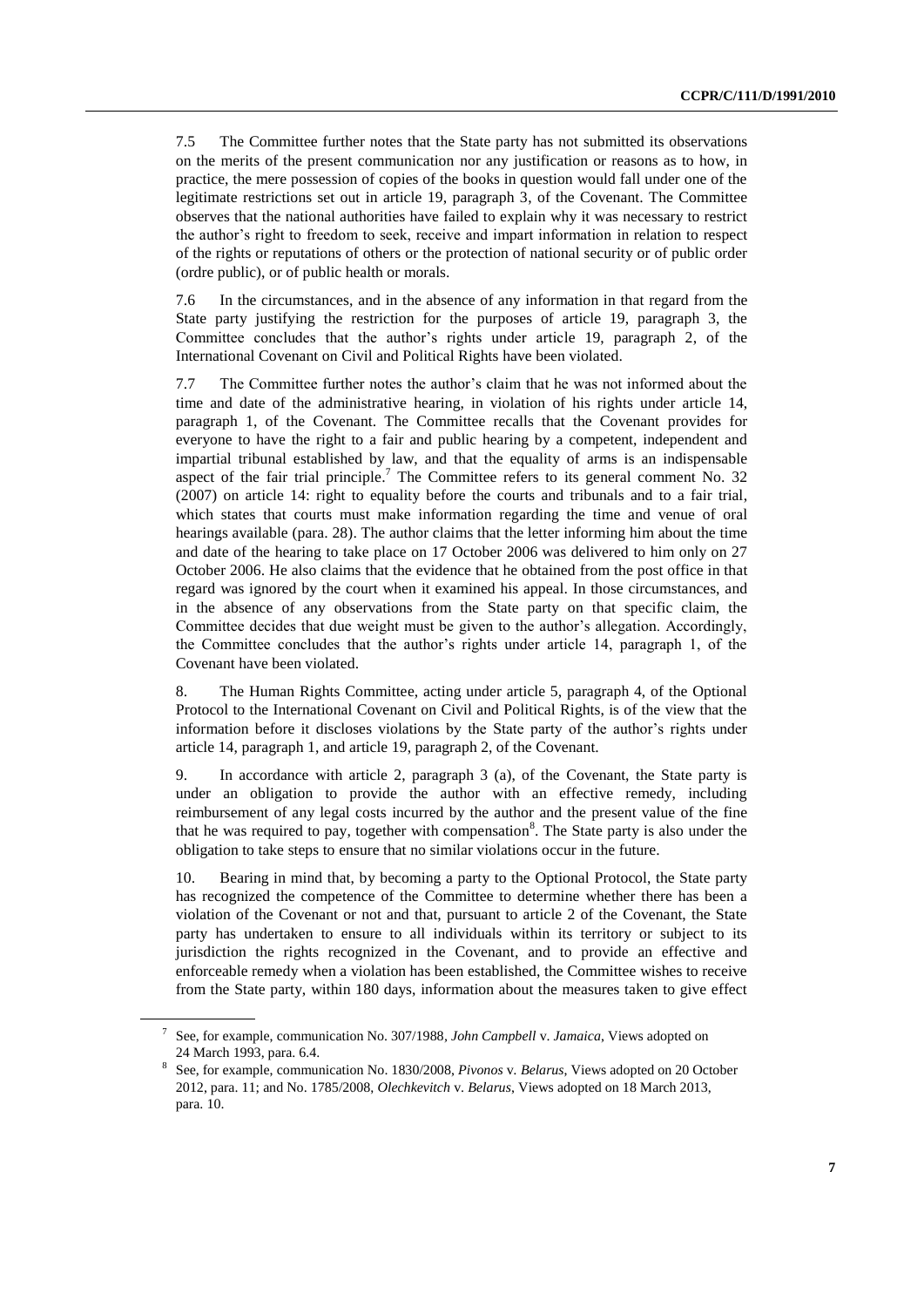7.5 The Committee further notes that the State party has not submitted its observations on the merits of the present communication nor any justification or reasons as to how, in practice, the mere possession of copies of the books in question would fall under one of the legitimate restrictions set out in article 19, paragraph 3, of the Covenant. The Committee observes that the national authorities have failed to explain why it was necessary to restrict the author's right to freedom to seek, receive and impart information in relation to respect of the rights or reputations of others or the protection of national security or of public order (ordre public), or of public health or morals.

7.6 In the circumstances, and in the absence of any information in that regard from the State party justifying the restriction for the purposes of article 19, paragraph 3, the Committee concludes that the author's rights under article 19, paragraph 2, of the International Covenant on Civil and Political Rights have been violated.

7.7 The Committee further notes the author's claim that he was not informed about the time and date of the administrative hearing, in violation of his rights under article 14, paragraph 1, of the Covenant. The Committee recalls that the Covenant provides for everyone to have the right to a fair and public hearing by a competent, independent and impartial tribunal established by law, and that the equality of arms is an indispensable aspect of the fair trial principle.[7] The Committee refers to its general comment No. 32 (2007) on article 14: right to equality before the courts and tribunals and to a fair trial, which states that courts must make information regarding the time and venue of oral hearings available (para. 28). The author claims that the letter informing him about the time and date of the hearing to take place on 17 October 2006 was delivered to him only on 27 October 2006. He also claims that the evidence that he obtained from the post office in that regard was ignored by the court when it examined his appeal. In those circumstances, and in the absence of any observations from the State party on that specific claim, the Committee decides that due weight must be given to the author's allegation. Accordingly, the Committee concludes that the author's rights under article 14, paragraph 1, of the Covenant have been violated.

8. The Human Rights Committee, acting under article 5, paragraph 4, of the Optional Protocol to the International Covenant on Civil and Political Rights, is of the view that the information before it discloses violations by the State party of the author's rights under article 14, paragraph 1, and article 19, paragraph 2, of the Covenant.

9. In accordance with article 2, paragraph 3 (a), of the Covenant, the State party is under an obligation to provide the author with an effective remedy, including reimbursement of any legal costs incurred by the author and the present value of the fine that he was required to pay, together with compensation[8]. The State party is also under the obligation to take steps to ensure that no similar violations occur in the future.

10. Bearing in mind that, by becoming a party to the Optional Protocol, the State party has recognized the competence of the Committee to determine whether there has been a violation of the Covenant or not and that, pursuant to article 2 of the Covenant, the State party has undertaken to ensure to all individuals within its territory or subject to its jurisdiction the rights recognized in the Covenant, and to provide an effective and enforceable remedy when a violation has been established, the Committee wishes to receive from the State party, within 180 days, information about the measures taken to give effect

---

[7] See, for example, communication No. 307/1988, *John Campbell* v. *Jamaica*, Views adopted on 24 March 1993, para. 6.4.

[8] See, for example, communication No. 1830/2008, *Pivonos* v. *Belarus*, Views adopted on 20 October 2012, para. 11; and No. 1785/2008, *Olechkevitch* v. *Belarus*, Views adopted on 18 March 2013, para. 10.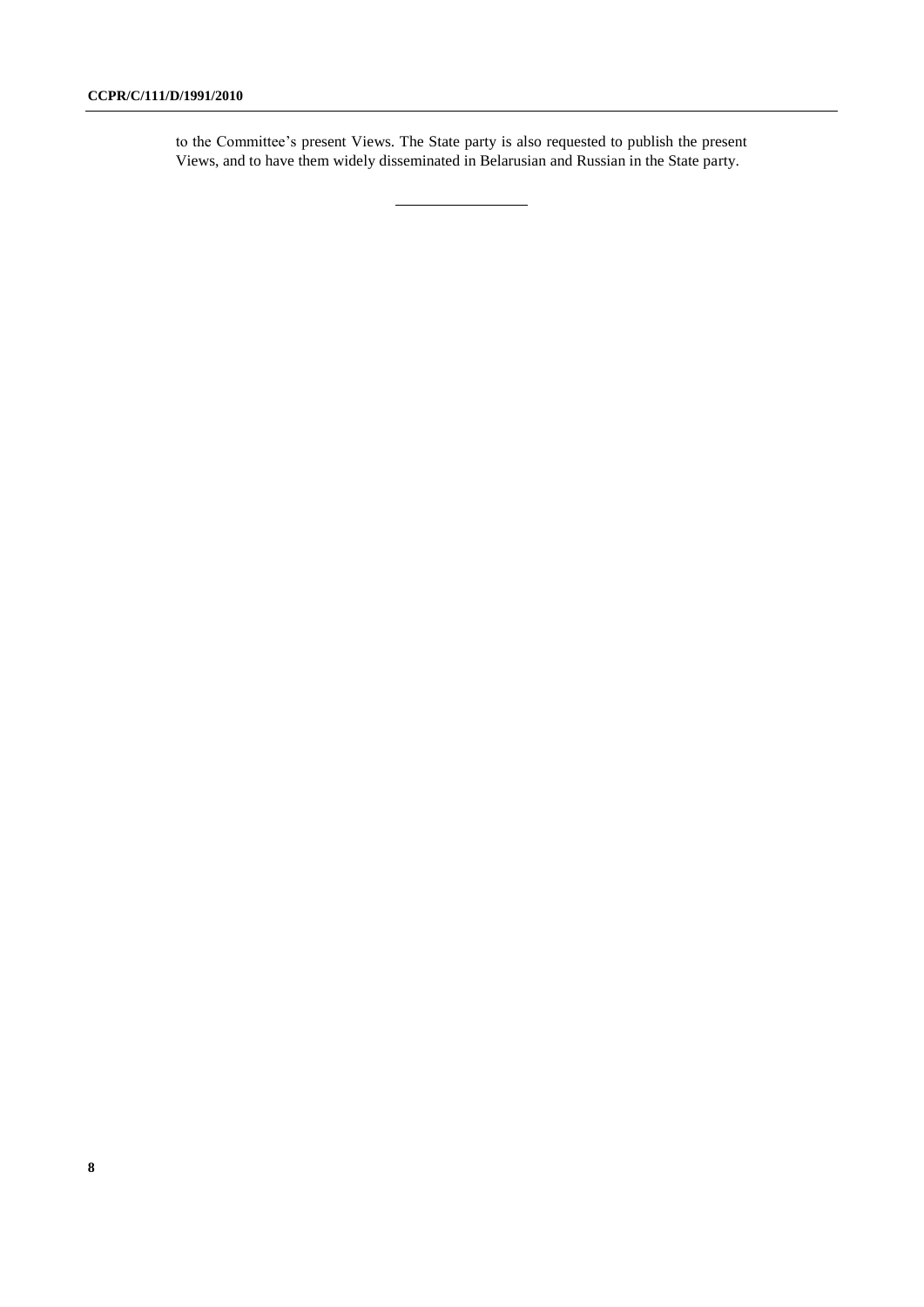to the Committee's present Views. The State party is also requested to publish the present Views, and to have them widely disseminated in Belarusian and Russian in the State party.